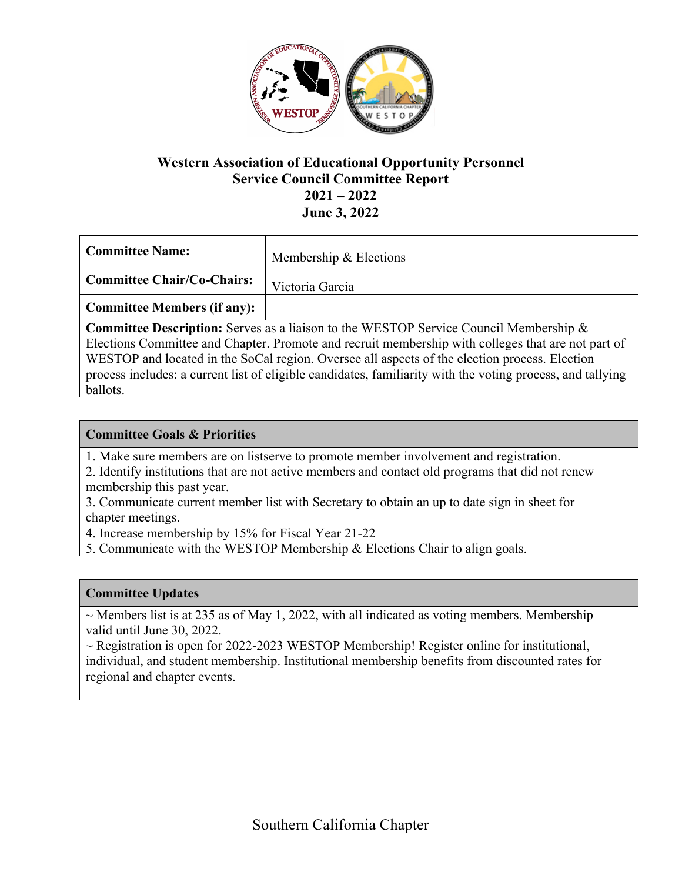# Western Association of Educational Opportunity Personnel
## Service Council Committee Report
## 2021 – 2022
## June 3, 2022

| **Committee Name:** | Membership & Elections |
|---|---|
| **Committee Chair/Co-Chairs:** | Victoria Garcia |
| **Committee Members (if any):** | |

**Committee Description:** Serves as a liaison to the WESTOP Service Council Membership & Elections Committee and Chapter. Promote and recruit membership with colleges that are not part of WESTOP and located in the SoCal region. Oversee all aspects of the election process. Election process includes: a current list of eligible candidates, familiarity with the voting process, and tallying ballots.

### Committee Goals & Priorities

1. Make sure members are on listserve to promote member involvement and registration.
2. Identify institutions that are not active members and contact old programs that did not renew membership this past year.
3. Communicate current member list with Secretary to obtain an up to date sign in sheet for chapter meetings.
4. Increase membership by 15% for Fiscal Year 21-22
5. Communicate with the WESTOP Membership & Elections Chair to align goals.

### Committee Updates

~ Members list is at 235 as of May 1, 2022, with all indicated as voting members. Membership valid until June 30, 2022.

~ Registration is open for 2022-2023 WESTOP Membership! Register online for institutional, individual, and student membership. Institutional membership benefits from discounted rates for regional and chapter events.

Southern California Chapter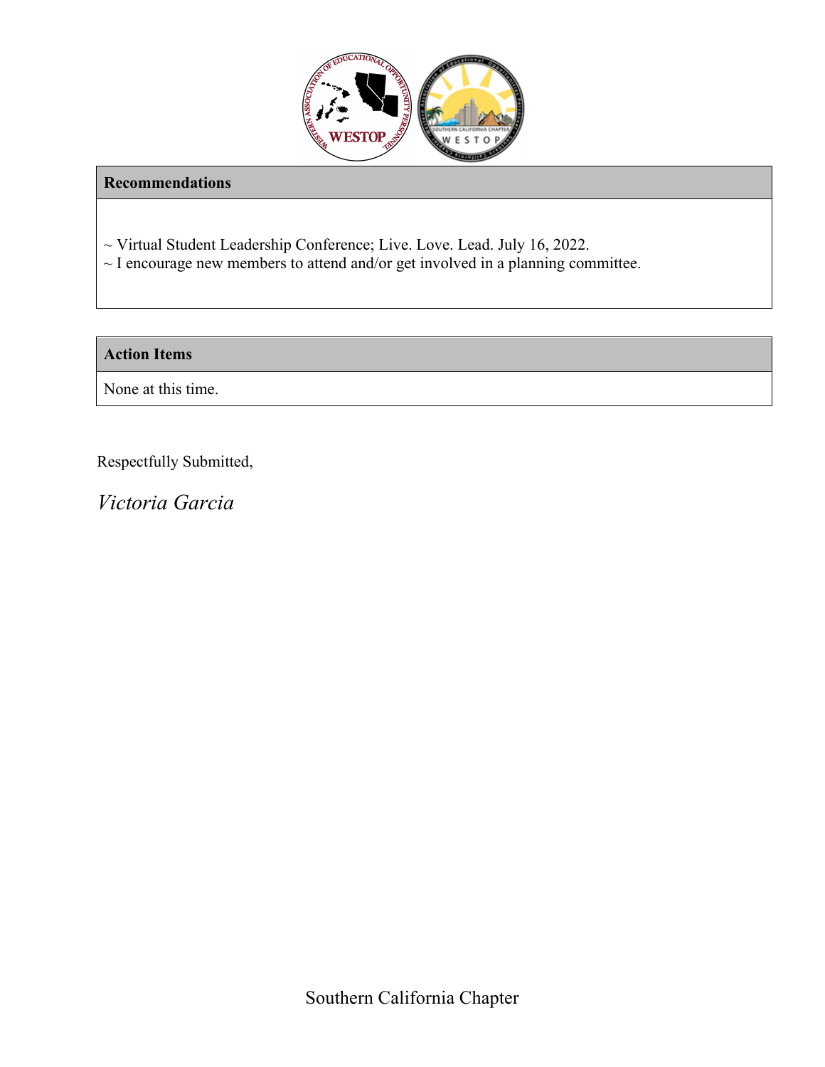## Recommendations

~ Virtual Student Leadership Conference; Live. Love. Lead. July 16, 2022.
~ I encourage new members to attend and/or get involved in a planning committee.

## Action Items

None at this time.

Respectfully Submitted,

*Victoria Garcia*